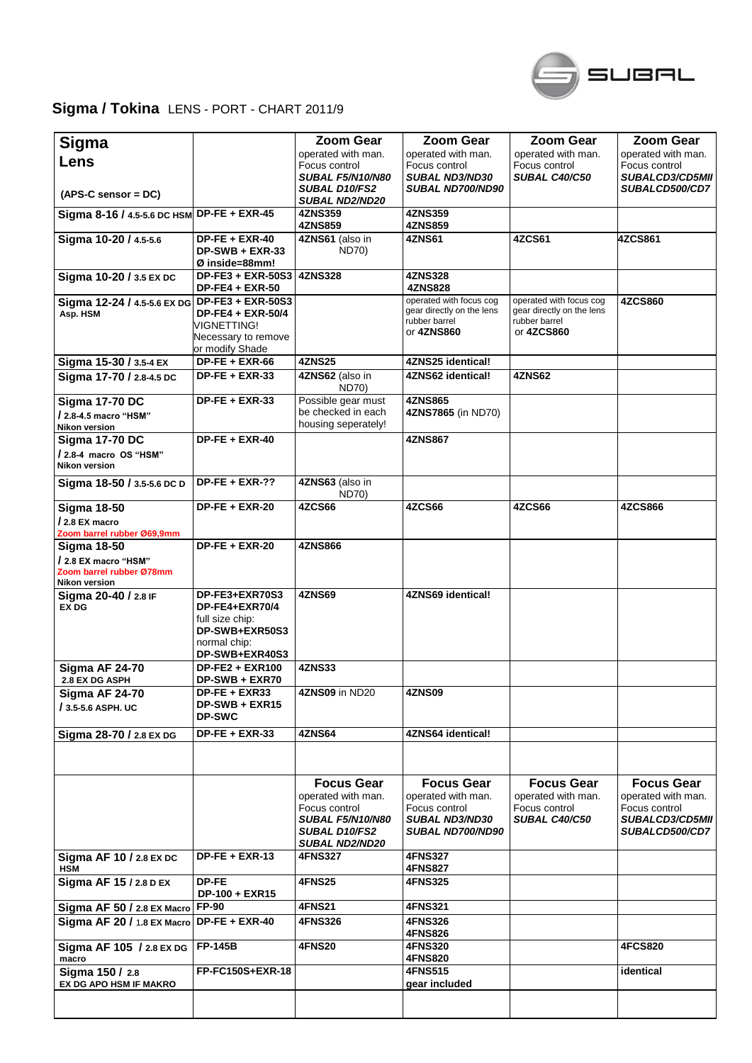SUBAL

# Sigma / Tokina LENS - PORT - CHART 2011/9

| **Sigma Lens** (APS-C sensor = DC) | | **Zoom Gear** operated with man. Focus control ***SUBAL F5/N10/N80 SUBAL D10/FS2 SUBAL ND2/ND20*** | **Zoom Gear** operated with man. Focus control ***SUBAL ND3/ND30 SUBAL ND700/ND90*** | **Zoom Gear** operated with man. Focus control ***SUBAL C40/C50*** | **Zoom Gear** operated with man. Focus control ***SUBALCD3/CD5MII SUBALCD500/CD7*** |
|---|---|---|---|---|---|
| **Sigma 8-16 / 4.5-5.6 DC HSM** | **DP-FE + EXR-45** | **4ZNS359** **4ZNS859** | **4ZNS359** **4ZNS859** | | |
| **Sigma 10-20 / 4.5-5.6** | **DP-FE + EXR-40** **DP-SWB + EXR-33** **Ø inside=88mm!** | **4ZNS61** (also in ND70) | **4ZNS61** | **4ZCS61** | **4ZCS861** |
| **Sigma 10-20 / 3.5 EX DC** | **DP-FE3 + EXR-50S3** **DP-FE4 + EXR-50** | **4ZNS328** | **4ZNS328** **4ZNS828** | | |
| **Sigma 12-24 / 4.5-5.6 EX DG Asp. HSM** | **DP-FE3 + EXR-50S3** **DP-FE4 + EXR-50/4** VIGNETTING! Necessary to remove or modify Shade | | operated with focus cog gear directly on the lens rubber barrel or **4ZNS860** | operated with focus cog gear directly on the lens rubber barrel or **4ZCS860** | **4ZCS860** |
| **Sigma 15-30 / 3.5-4 EX** | **DP-FE + EXR-66** | **4ZNS25** | **4ZNS25 identical!** | | |
| **Sigma 17-70 / 2.8-4.5 DC** | **DP-FE + EXR-33** | **4ZNS62** (also in ND70) | **4ZNS62 identical!** | **4ZNS62** | |
| **Sigma 17-70 DC / 2.8-4.5 macro "HSM"** **Nikon version** | **DP-FE + EXR-33** | Possible gear must be checked in each housing seperately! | **4ZNS865** **4ZNS7865** (in ND70) | | |
| **Sigma 17-70 DC / 2.8-4 macro OS "HSM"** **Nikon version** | **DP-FE + EXR-40** | | **4ZNS867** | | |
| **Sigma 18-50 / 3.5-5.6 DC D** | **DP-FE + EXR-??** | **4ZNS63** (also in ND70) | | | |
| **Sigma 18-50 / 2.8 EX macro** **Zoom barrel rubber Ø69,9mm** | **DP-FE + EXR-20** | **4ZCS66** | **4ZCS66** | **4ZCS66** | **4ZCS866** |
| **Sigma 18-50 / 2.8 EX macro "HSM"** **Zoom barrel rubber Ø78mm** **Nikon version** | **DP-FE + EXR-20** | **4ZNS866** | | | |
| **Sigma 20-40 / 2.8 IF EX DG** | **DP-FE3+EXR70S3** **DP-FE4+EXR70/4** full size chip: **DP-SWB+EXR50S3** normal chip: **DP-SWB+EXR40S3** | **4ZNS69** | **4ZNS69 identical!** | | |
| **Sigma AF 24-70 2.8 EX DG ASPH** | **DP-FE2 + EXR100** **DP-SWB + EXR70** | **4ZNS33** | | | |
| **Sigma AF 24-70 / 3.5-5.6 ASPH. UC** | **DP-FE + EXR33** **DP-SWB + EXR15** **DP-SWC** | **4ZNS09** in ND20 | **4ZNS09** | | |
| **Sigma 28-70 / 2.8 EX DG** | **DP-FE + EXR-33** | **4ZNS64** | **4ZNS64 identical!** | | |
| | | | | | |
| | | **Focus Gear** operated with man. Focus control ***SUBAL F5/N10/N80 SUBAL D10/FS2 SUBAL ND2/ND20*** | **Focus Gear** operated with man. Focus control ***SUBAL ND3/ND30 SUBAL ND700/ND90*** | **Focus Gear** operated with man. Focus control ***SUBAL C40/C50*** | **Focus Gear** operated with man. Focus control ***SUBALCD3/CD5MII SUBALCD500/CD7*** |
| **Sigma AF 10 / 2.8 EX DC HSM** | **DP-FE + EXR-13** | **4FNS327** | **4FNS327** **4FNS827** | | |
| **Sigma AF 15 / 2.8 D EX** | **DP-FE** **DP-100 + EXR15** | **4FNS25** | **4FNS325** | | |
| **Sigma AF 50 / 2.8 EX Macro** | **FP-90** | **4FNS21** | **4FNS321** | | |
| **Sigma AF 20 / 1.8 EX Macro** | **DP-FE + EXR-40** | **4FNS326** | **4FNS326** **4FNS826** | | |
| **Sigma AF 105 / 2.8 EX DG macro** | **FP-145B** | **4FNS20** | **4FNS320** **4FNS820** | | **4FCS820** |
| **Sigma 150 / 2.8 EX DG APO HSM IF MAKRO** | **FP-FC150S+EXR-18** | | **4FNS515** **gear included** | | **identical** |
| | | | | | |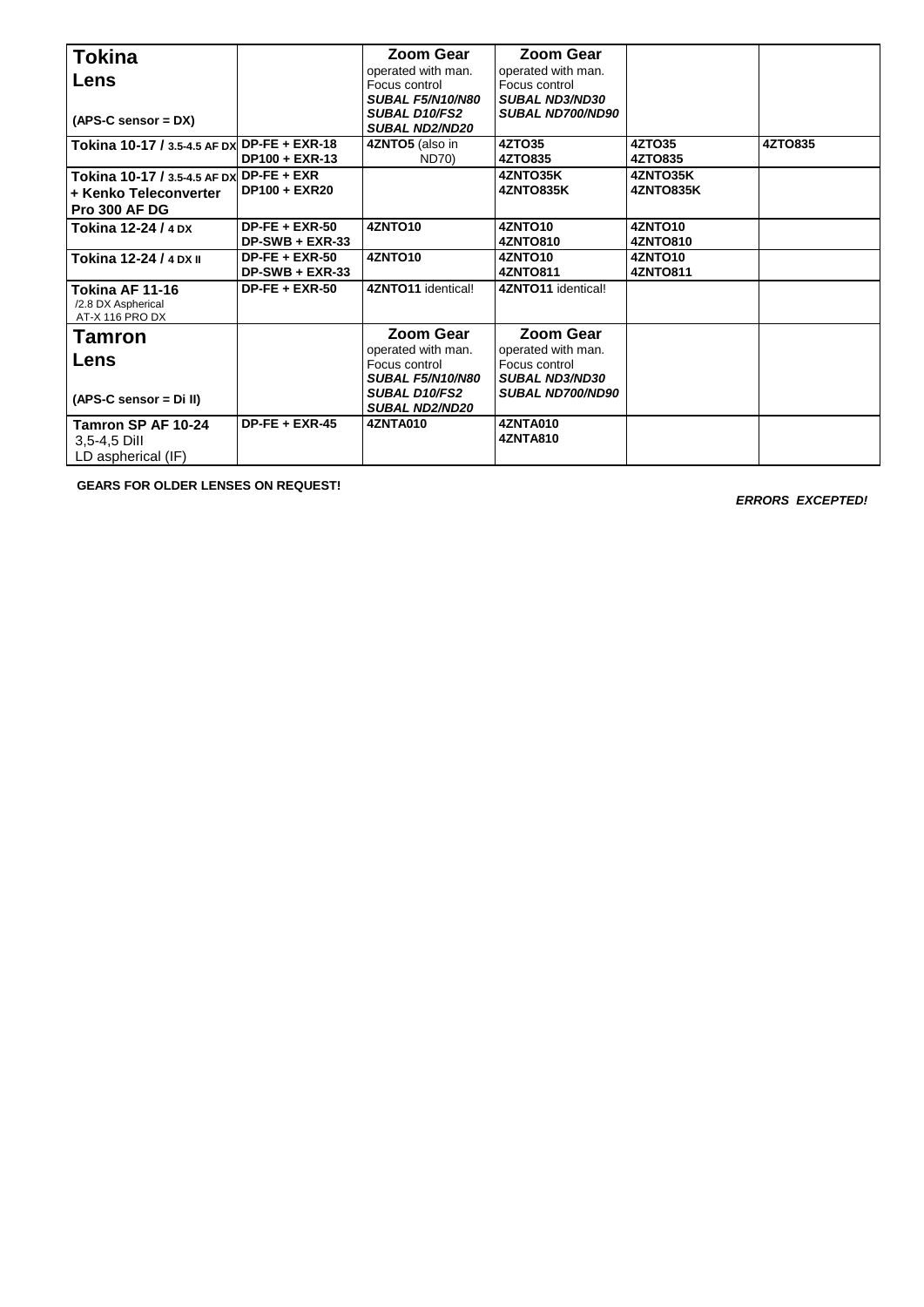| Tokina Lens (APS-C sensor = DX) | | Zoom Gear operated with man. Focus control *SUBAL F5/N10/N80 SUBAL D10/FS2 SUBAL ND2/ND20* | Zoom Gear operated with man. Focus control *SUBAL ND3/ND30 SUBAL ND700/ND90* | | |
|---|---|---|---|---|---|
| **Tokina 10-17 / 3.5-4.5 AF DX** | **DP-FE + EXR-18** **DP100 + EXR-13** | **4ZNTO5** (also in ND70) | **4ZTO35** **4ZTO835** | **4ZTO35** **4ZTO835** | **4ZTO835** |
| **Tokina 10-17 / 3.5-4.5 AF DX + Kenko Teleconverter Pro 300 AF DG** | **DP-FE + EXR** **DP100 + EXR20** | | **4ZNTO35K** **4ZNTO835K** | **4ZNTO35K** **4ZNTO835K** | |
| **Tokina 12-24 / 4 DX** | **DP-FE + EXR-50** **DP-SWB + EXR-33** | **4ZNTO10** | **4ZNTO10** **4ZNTO810** | **4ZNTO10** **4ZNTO810** | |
| **Tokina 12-24 / 4 DX II** | **DP-FE + EXR-50** **DP-SWB + EXR-33** | **4ZNTO10** | **4ZNTO10** **4ZNTO811** | **4ZNTO10** **4ZNTO811** | |
| **Tokina AF 11-16** /2.8 DX Aspherical AT-X 116 PRO DX | **DP-FE + EXR-50** | **4ZNTO11** identical! | **4ZNTO11** identical! | | |
| **Tamron Lens** (APS-C sensor = Di II) | | Zoom Gear operated with man. Focus control *SUBAL F5/N10/N80 SUBAL D10/FS2 SUBAL ND2/ND20* | Zoom Gear operated with man. Focus control *SUBAL ND3/ND30 SUBAL ND700/ND90* | | |
| **Tamron SP AF 10-24** 3,5-4,5 DiII LD aspherical (IF) | **DP-FE + EXR-45** | **4ZNTA010** | **4ZNTA010** **4ZNTA810** | | |

**GEARS FOR OLDER LENSES ON REQUEST!**

***ERRORS EXCEPTED!***